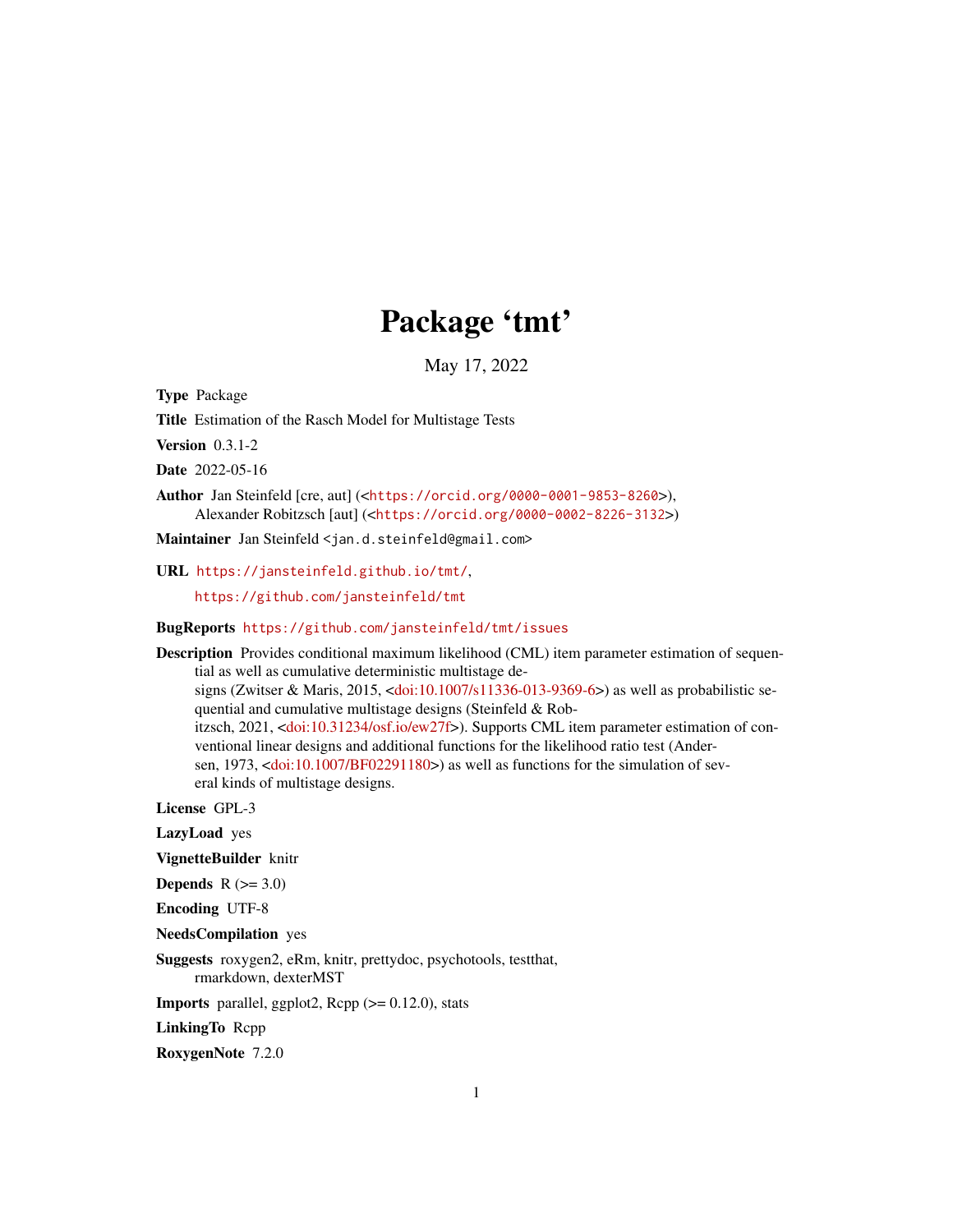# Package 'tmt'

May 17, 2022

**Type** Package

**Title** Estimation of the Rasch Model for Multistage Tests

**Version** 0.3.1-2

**Date** 2022-05-16

**Author** Jan Steinfeld [cre, aut] (<https://orcid.org/0000-0001-9853-8260>), Alexander Robitzsch [aut] (<https://orcid.org/0000-0002-8226-3132>)

**Maintainer** Jan Steinfeld <jan.d.steinfeld@gmail.com>

**URL** https://jansteinfeld.github.io/tmt/, https://github.com/jansteinfeld/tmt

**BugReports** https://github.com/jansteinfeld/tmt/issues

**Description** Provides conditional maximum likelihood (CML) item parameter estimation of sequential as well as cumulative deterministic multistage designs (Zwitser & Maris, 2015, <doi:10.1007/s11336-013-9369-6>) as well as probabilistic sequential and cumulative multistage designs (Steinfeld & Robitzsch, 2021, <doi:10.31234/osf.io/ew27f>). Supports CML item parameter estimation of conventional linear designs and additional functions for the likelihood ratio test (Andersen, 1973, <doi:10.1007/BF02291180>) as well as functions for the simulation of several kinds of multistage designs.

**License** GPL-3

**LazyLoad** yes

**VignetteBuilder** knitr

**Depends** R (>= 3.0)

**Encoding** UTF-8

**NeedsCompilation** yes

**Suggests** roxygen2, eRm, knitr, prettydoc, psychotools, testthat, rmarkdown, dexterMST

**Imports** parallel, ggplot2, Rcpp (>= 0.12.0), stats

**LinkingTo** Rcpp

**RoxygenNote** 7.2.0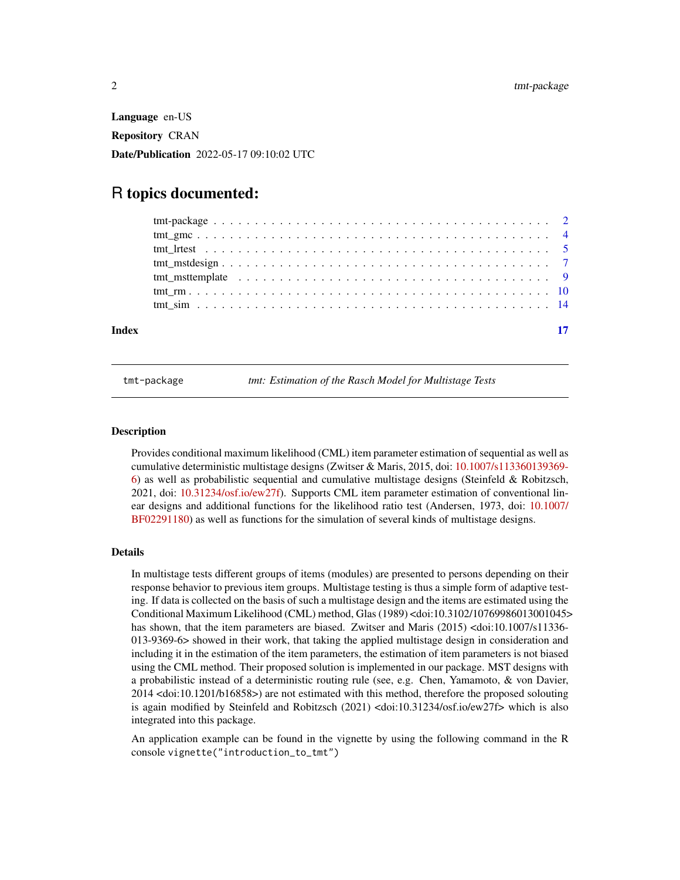**Language** en-US

**Repository** CRAN

**Date/Publication** 2022-05-17 09:10:02 UTC

# R topics documented:

| | |
|---|---|
| tmt-package | 2 |
| tmt_gmc | 4 |
| tmt_lrtest | 5 |
| tmt_mstdesign | 7 |
| tmt_msttemplate | 9 |
| tmt_rm | 10 |
| tmt_sim | 14 |
| **Index** | **17** |

---

`tmt-package` *tmt: Estimation of the Rasch Model for Multistage Tests*

---

### Description

Provides conditional maximum likelihood (CML) item parameter estimation of sequential as well as cumulative deterministic multistage designs (Zwitser & Maris, 2015, doi: 10.1007/s113360139369-6) as well as probabilistic sequential and cumulative multistage designs (Steinfeld & Robitzsch, 2021, doi: 10.31234/osf.io/ew27f). Supports CML item parameter estimation of conventional linear designs and additional functions for the likelihood ratio test (Andersen, 1973, doi: 10.1007/BF02291180) as well as functions for the simulation of several kinds of multistage designs.

### Details

In multistage tests different groups of items (modules) are presented to persons depending on their response behavior to previous item groups. Multistage testing is thus a simple form of adaptive testing. If data is collected on the basis of such a multistage design and the items are estimated using the Conditional Maximum Likelihood (CML) method, Glas (1989) <doi:10.3102/10769986013001045> has shown, that the item parameters are biased. Zwitser and Maris (2015) <doi:10.1007/s11336-013-9369-6> showed in their work, that taking the applied multistage design in consideration and including it in the estimation of the item parameters, the estimation of item parameters is not biased using the CML method. Their proposed solution is implemented in our package. MST designs with a probabilistic instead of a deterministic routing rule (see, e.g. Chen, Yamamoto, & von Davier, 2014 <doi:10.1201/b16858>) are not estimated with this method, therefore the proposed solouting is again modified by Steinfeld and Robitzsch (2021) <doi:10.31234/osf.io/ew27f> which is also integrated into this package.

An application example can be found in the vignette by using the following command in the R console `vignette("introduction_to_tmt")`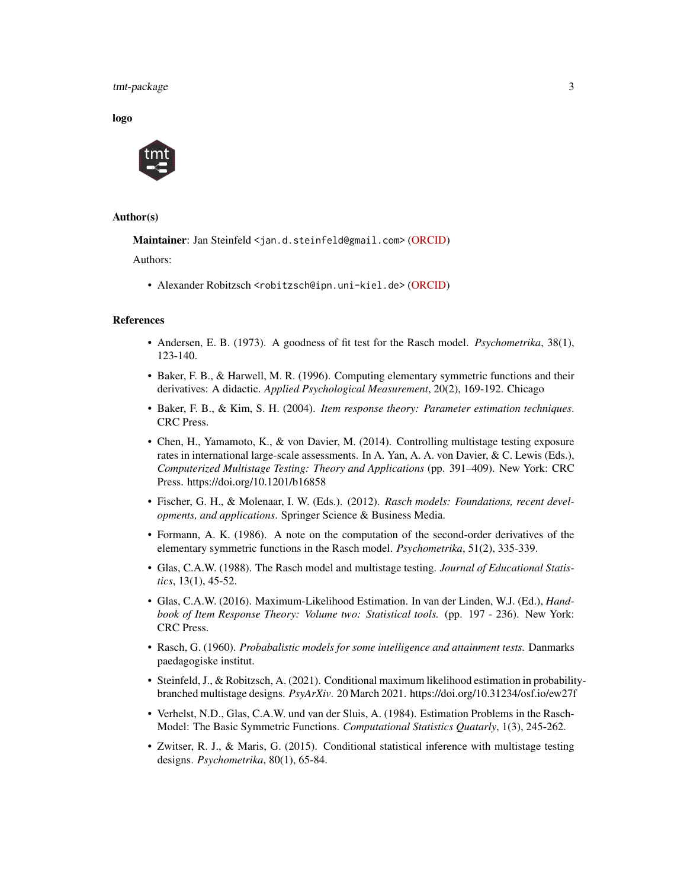**logo**

**Author(s)**

**Maintainer**: Jan Steinfeld <jan.d.steinfeld@gmail.com> (ORCID)

Authors:

- Alexander Robitzsch <robitzsch@ipn.uni-kiel.de> (ORCID)

**References**

- Andersen, E. B. (1973). A goodness of fit test for the Rasch model. *Psychometrika*, 38(1), 123-140.
- Baker, F. B., & Harwell, M. R. (1996). Computing elementary symmetric functions and their derivatives: A didactic. *Applied Psychological Measurement*, 20(2), 169-192. Chicago
- Baker, F. B., & Kim, S. H. (2004). *Item response theory: Parameter estimation techniques*. CRC Press.
- Chen, H., Yamamoto, K., & von Davier, M. (2014). Controlling multistage testing exposure rates in international large-scale assessments. In A. Yan, A. A. von Davier, & C. Lewis (Eds.), *Computerized Multistage Testing: Theory and Applications* (pp. 391–409). New York: CRC Press. https://doi.org/10.1201/b16858
- Fischer, G. H., & Molenaar, I. W. (Eds.). (2012). *Rasch models: Foundations, recent developments, and applications*. Springer Science & Business Media.
- Formann, A. K. (1986). A note on the computation of the second-order derivatives of the elementary symmetric functions in the Rasch model. *Psychometrika*, 51(2), 335-339.
- Glas, C.A.W. (1988). The Rasch model and multistage testing. *Journal of Educational Statistics*, 13(1), 45-52.
- Glas, C.A.W. (2016). Maximum-Likelihood Estimation. In van der Linden, W.J. (Ed.), *Handbook of Item Response Theory: Volume two: Statistical tools.* (pp. 197 - 236). New York: CRC Press.
- Rasch, G. (1960). *Probabalistic models for some intelligence and attainment tests.* Danmarks paedagogiske institut.
- Steinfeld, J., & Robitzsch, A. (2021). Conditional maximum likelihood estimation in probability-branched multistage designs. *PsyArXiv*. 20 March 2021. https://doi.org/10.31234/osf.io/ew27f
- Verhelst, N.D., Glas, C.A.W. und van der Sluis, A. (1984). Estimation Problems in the Rasch-Model: The Basic Symmetric Functions. *Computational Statistics Quatarly*, 1(3), 245-262.
- Zwitser, R. J., & Maris, G. (2015). Conditional statistical inference with multistage testing designs. *Psychometrika*, 80(1), 65-84.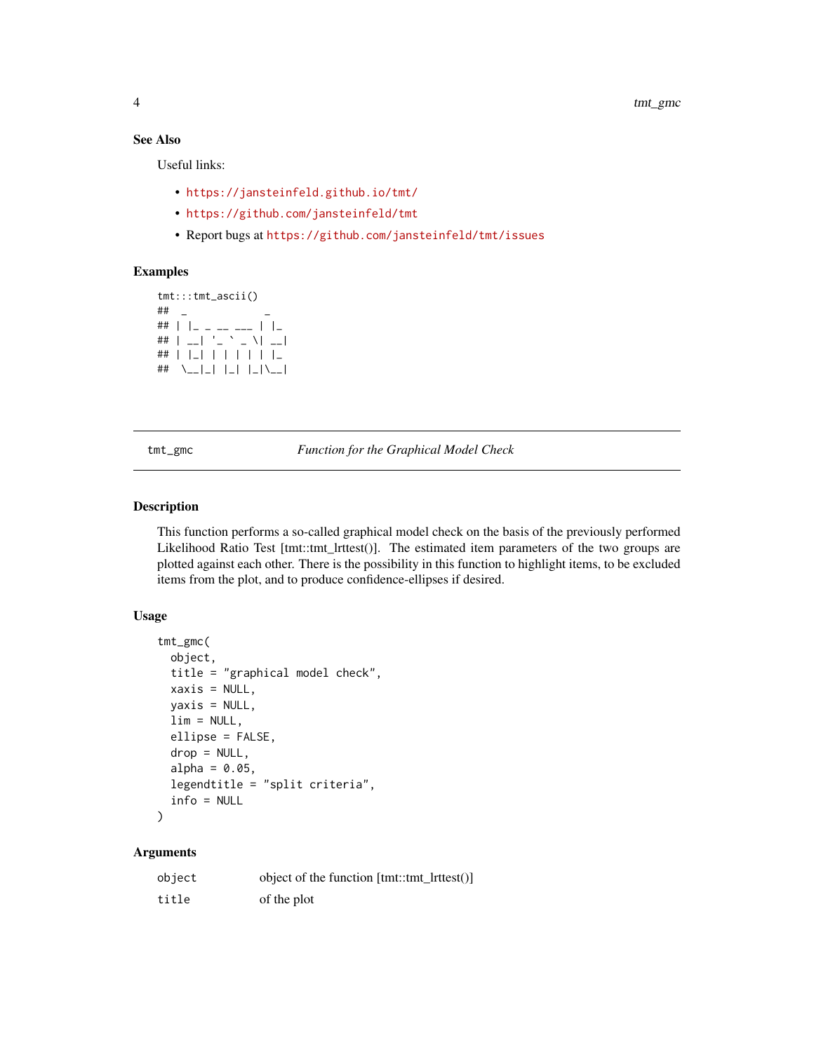### See Also

Useful links:

- https://jansteinfeld.github.io/tmt/
- https://github.com/jansteinfeld/tmt
- Report bugs at https://github.com/jansteinfeld/tmt/issues

### Examples

```
tmt:::tmt_ascii()
##  _             _
## | |_ _ __ ___ | |_
## | __| '_ ` _ \| __|
## | |_| | | | | | |_
##  \__|_| |_| |_|\__|
```

---

`tmt_gmc` *Function for the Graphical Model Check*

---

### Description

This function performs a so-called graphical model check on the basis of the previously performed Likelihood Ratio Test [tmt::tmt_lrttest()]. The estimated item parameters of the two groups are plotted against each other. There is the possibility in this function to highlight items, to be excluded items from the plot, and to produce confidence-ellipses if desired.

### Usage

```
tmt_gmc(
  object,
  title = "graphical model check",
  xaxis = NULL,
  yaxis = NULL,
  lim = NULL,
  ellipse = FALSE,
  drop = NULL,
  alpha = 0.05,
  legendtitle = "split criteria",
  info = NULL
)
```

### Arguments

| | |
|---|---|
| `object` | object of the function [tmt::tmt_lrttest()] |
| `title` | of the plot |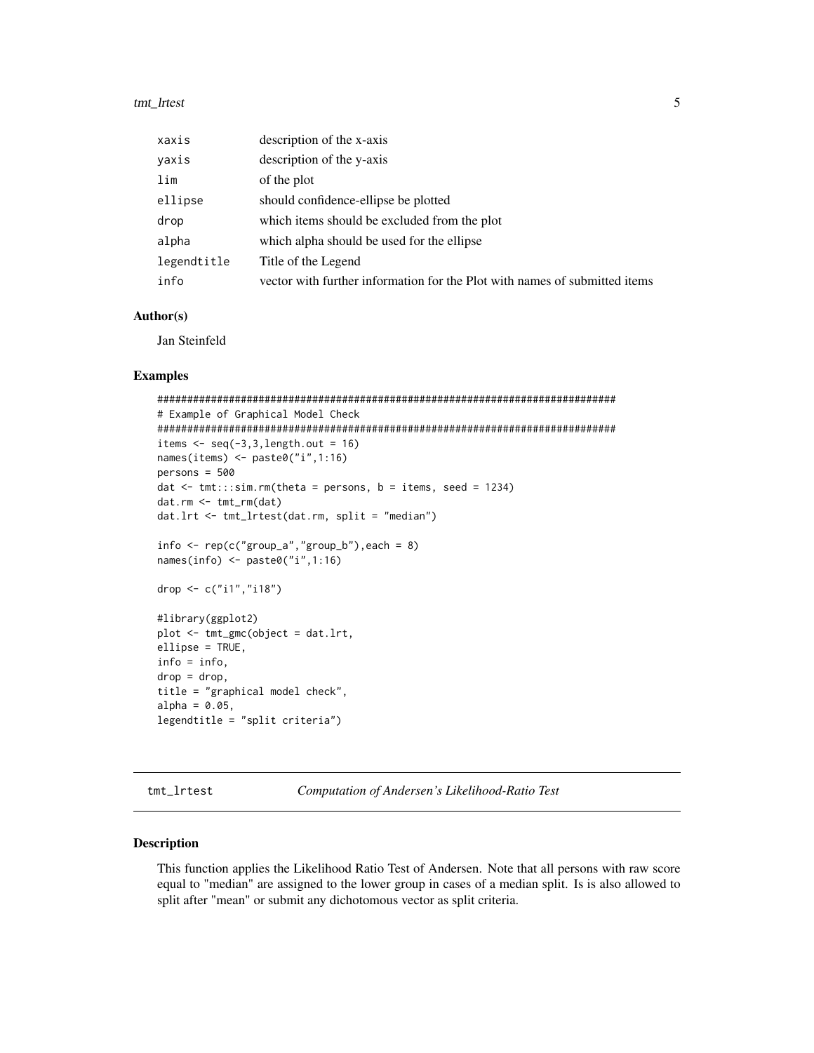| | |
|---|---|
| xaxis | description of the x-axis |
| yaxis | description of the y-axis |
| lim | of the plot |
| ellipse | should confidence-ellipse be plotted |
| drop | which items should be excluded from the plot |
| alpha | which alpha should be used for the ellipse |
| legendtitle | Title of the Legend |
| info | vector with further information for the Plot with names of submitted items |

### Author(s)

Jan Steinfeld

### Examples

```
#############################################################################
# Example of Graphical Model Check
#############################################################################
items <- seq(-3,3,length.out = 16)
names(items) <- paste0("i",1:16)
persons = 500
dat <- tmt:::sim.rm(theta = persons, b = items, seed = 1234)
dat.rm <- tmt_rm(dat)
dat.lrt <- tmt_lrtest(dat.rm, split = "median")

info <- rep(c("group_a","group_b"),each = 8)
names(info) <- paste0("i",1:16)

drop <- c("i1","i18")

#library(ggplot2)
plot <- tmt_gmc(object = dat.lrt,
ellipse = TRUE,
info = info,
drop = drop,
title = "graphical model check",
alpha = 0.05,
legendtitle = "split criteria")
```

---

## tmt_lrtest *Computation of Andersen's Likelihood-Ratio Test*

### Description

This function applies the Likelihood Ratio Test of Andersen. Note that all persons with raw score equal to "median" are assigned to the lower group in cases of a median split. Is is also allowed to split after "mean" or submit any dichotomous vector as split criteria.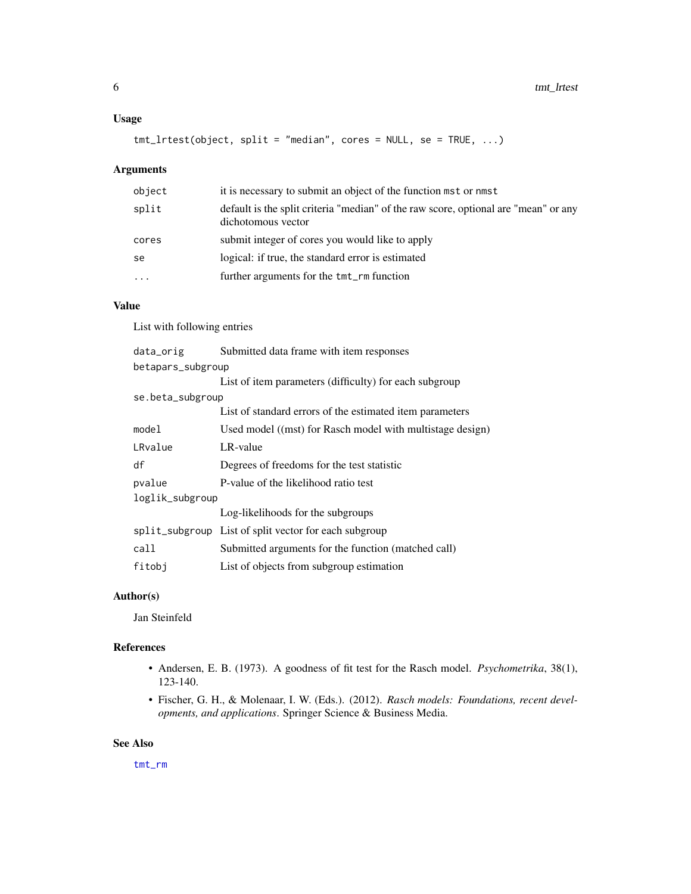### Usage

```
tmt_lrtest(object, split = "median", cores = NULL, se = TRUE, ...)
```

### Arguments

| | |
|---|---|
| object | it is necessary to submit an object of the function mst or nmst |
| split | default is the split criteria "median" of the raw score, optional are "mean" or any dichotomous vector |
| cores | submit integer of cores you would like to apply |
| se | logical: if true, the standard error is estimated |
| ... | further arguments for the tmt_rm function |

### Value

List with following entries

| | |
|---|---|
| data_orig | Submitted data frame with item responses |
| betapars_subgroup | List of item parameters (difficulty) for each subgroup |
| se.beta_subgroup | List of standard errors of the estimated item parameters |
| model | Used model ((mst) for Rasch model with multistage design) |
| LRvalue | LR-value |
| df | Degrees of freedoms for the test statistic |
| pvalue | P-value of the likelihood ratio test |
| loglik_subgroup | Log-likelihoods for the subgroups |
| split_subgroup | List of split vector for each subgroup |
| call | Submitted arguments for the function (matched call) |
| fitobj | List of objects from subgroup estimation |

### Author(s)

Jan Steinfeld

### References

- Andersen, E. B. (1973). A goodness of fit test for the Rasch model. *Psychometrika*, 38(1), 123-140.
- Fischer, G. H., & Molenaar, I. W. (Eds.). (2012). *Rasch models: Foundations, recent developments, and applications*. Springer Science & Business Media.

### See Also

tmt_rm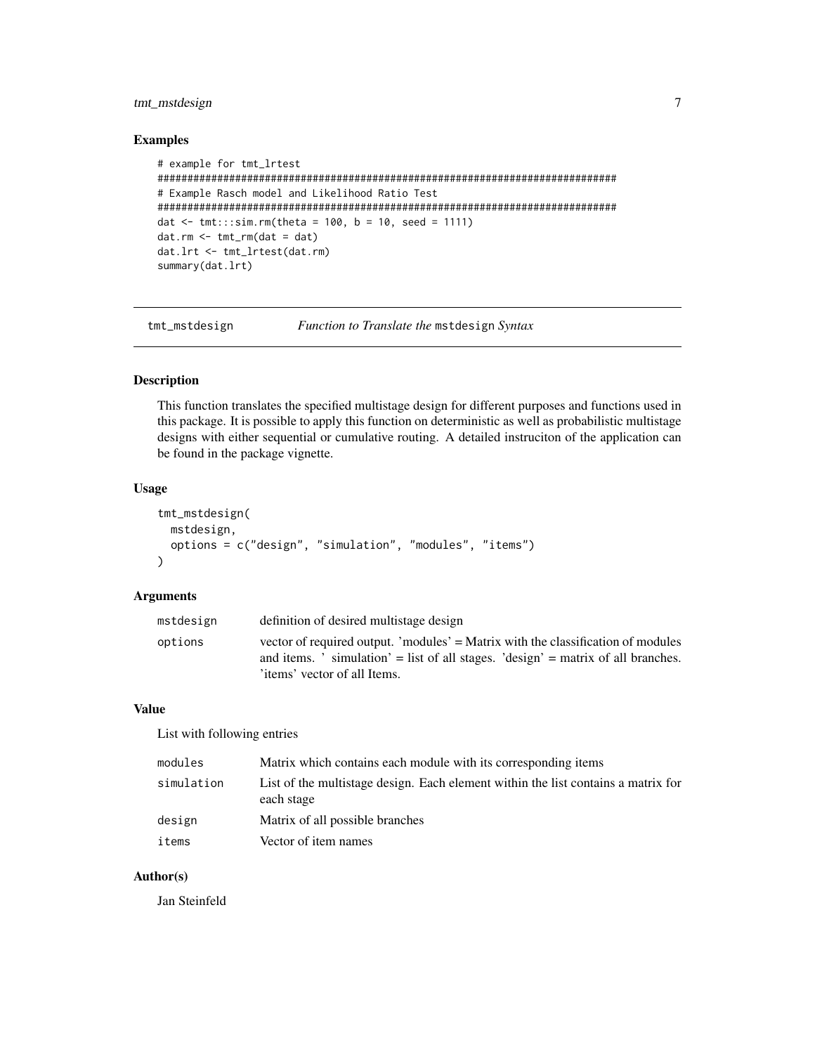### Examples

```
# example for tmt_lrtest
#############################################################################
# Example Rasch model and Likelihood Ratio Test
#############################################################################
dat <- tmt:::sim.rm(theta = 100, b = 10, seed = 1111)
dat.rm <- tmt_rm(dat = dat)
dat.lrt <- tmt_lrtest(dat.rm)
summary(dat.lrt)
```

---

## tmt_mstdesign — *Function to Translate the* `mstdesign` *Syntax*

---

### Description

This function translates the specified multistage design for different purposes and functions used in this package. It is possible to apply this function on deterministic as well as probabilistic multistage designs with either sequential or cumulative routing. A detailed instruciton of the application can be found in the package vignette.

### Usage

```
tmt_mstdesign(
  mstdesign,
  options = c("design", "simulation", "modules", "items")
)
```

### Arguments

| | |
|---|---|
| `mstdesign` | definition of desired multistage design |
| `options` | vector of required output. 'modules' = Matrix with the classification of modules and items. ' simulation' = list of all stages. 'design' = matrix of all branches. 'items' vector of all Items. |

### Value

List with following entries

| | |
|---|---|
| `modules` | Matrix which contains each module with its corresponding items |
| `simulation` | List of the multistage design. Each element within the list contains a matrix for each stage |
| `design` | Matrix of all possible branches |
| `items` | Vector of item names |

### Author(s)

Jan Steinfeld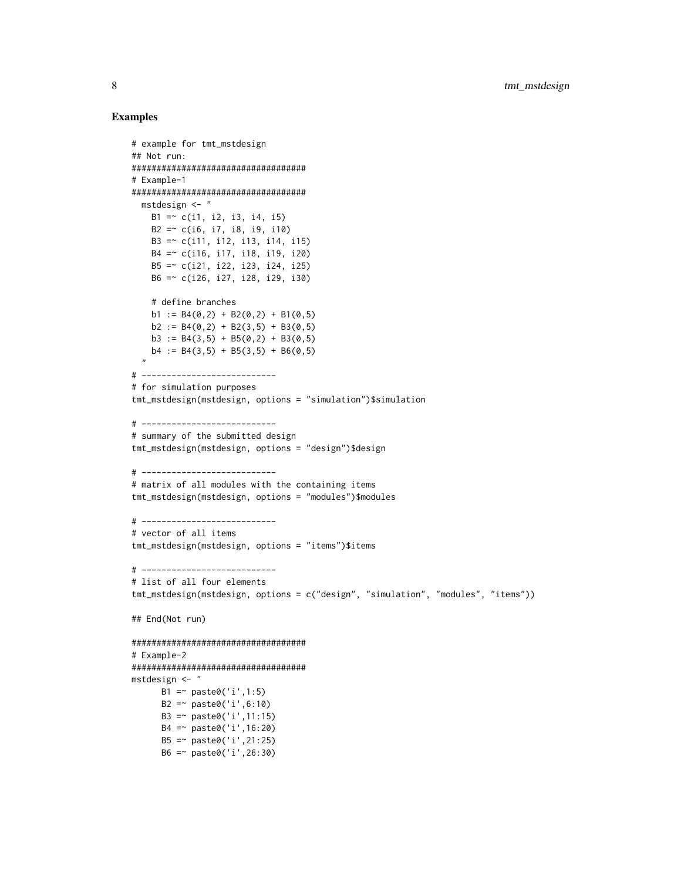### Examples

```
# example for tmt_mstdesign
## Not run:
####################################
# Example-1
####################################
  mstdesign <- "
    B1 =~ c(i1, i2, i3, i4, i5)
    B2 =~ c(i6, i7, i8, i9, i10)
    B3 =~ c(i11, i12, i13, i14, i15)
    B4 =~ c(i16, i17, i18, i19, i20)
    B5 =~ c(i21, i22, i23, i24, i25)
    B6 =~ c(i26, i27, i28, i29, i30)

    # define branches
    b1 := B4(0,2) + B2(0,2) + B1(0,5)
    b2 := B4(0,2) + B2(3,5) + B3(0,5)
    b3 := B4(3,5) + B5(0,2) + B3(0,5)
    b4 := B4(3,5) + B5(3,5) + B6(0,5)
  "
# ---------------------------
# for simulation purposes
tmt_mstdesign(mstdesign, options = "simulation")$simulation

# ---------------------------
# summary of the submitted design
tmt_mstdesign(mstdesign, options = "design")$design

# ---------------------------
# matrix of all modules with the containing items
tmt_mstdesign(mstdesign, options = "modules")$modules

# ---------------------------
# vector of all items
tmt_mstdesign(mstdesign, options = "items")$items

# ---------------------------
# list of all four elements
tmt_mstdesign(mstdesign, options = c("design", "simulation", "modules", "items"))

## End(Not run)

####################################
# Example-2
####################################
mstdesign <- "
      B1 =~ paste0('i',1:5)
      B2 =~ paste0('i',6:10)
      B3 =~ paste0('i',11:15)
      B4 =~ paste0('i',16:20)
      B5 =~ paste0('i',21:25)
      B6 =~ paste0('i',26:30)
```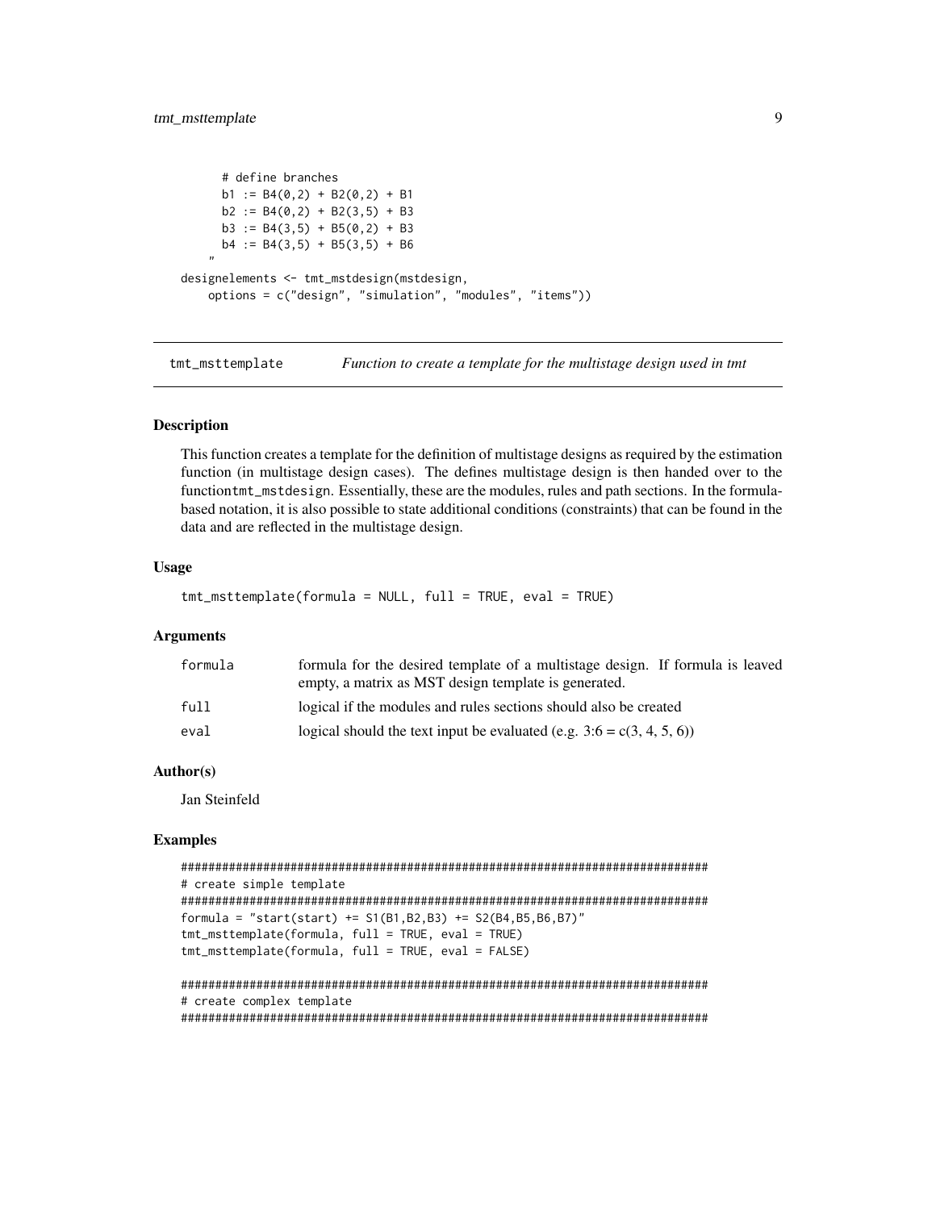```
    # define branches
    b1 := B4(0,2) + B2(0,2) + B1
    b2 := B4(0,2) + B2(3,5) + B3
    b3 := B4(3,5) + B5(0,2) + B3
    b4 := B4(3,5) + B5(3,5) + B6
  "
designelements <- tmt_mstdesign(mstdesign,
    options = c("design", "simulation", "modules", "items"))
```

## tmt_msttemplate — *Function to create a template for the multistage design used in tmt*

### Description

This function creates a template for the definition of multistage designs as required by the estimation function (in multistage design cases). The defines multistage design is then handed over to the functiontmt_mstdesign. Essentially, these are the modules, rules and path sections. In the formula-based notation, it is also possible to state additional conditions (constraints) that can be found in the data and are reflected in the multistage design.

### Usage

```
tmt_msttemplate(formula = NULL, full = TRUE, eval = TRUE)
```

### Arguments

| | |
|---|---|
| formula | formula for the desired template of a multistage design. If formula is leaved empty, a matrix as MST design template is generated. |
| full | logical if the modules and rules sections should also be created |
| eval | logical should the text input be evaluated (e.g. 3:6 = c(3, 4, 5, 6)) |

### Author(s)

Jan Steinfeld

### Examples

```
#############################################################################
# create simple template
#############################################################################
formula = "start(start) += S1(B1,B2,B3) += S2(B4,B5,B6,B7)"
tmt_msttemplate(formula, full = TRUE, eval = TRUE)
tmt_msttemplate(formula, full = TRUE, eval = FALSE)

#############################################################################
# create complex template
#############################################################################
```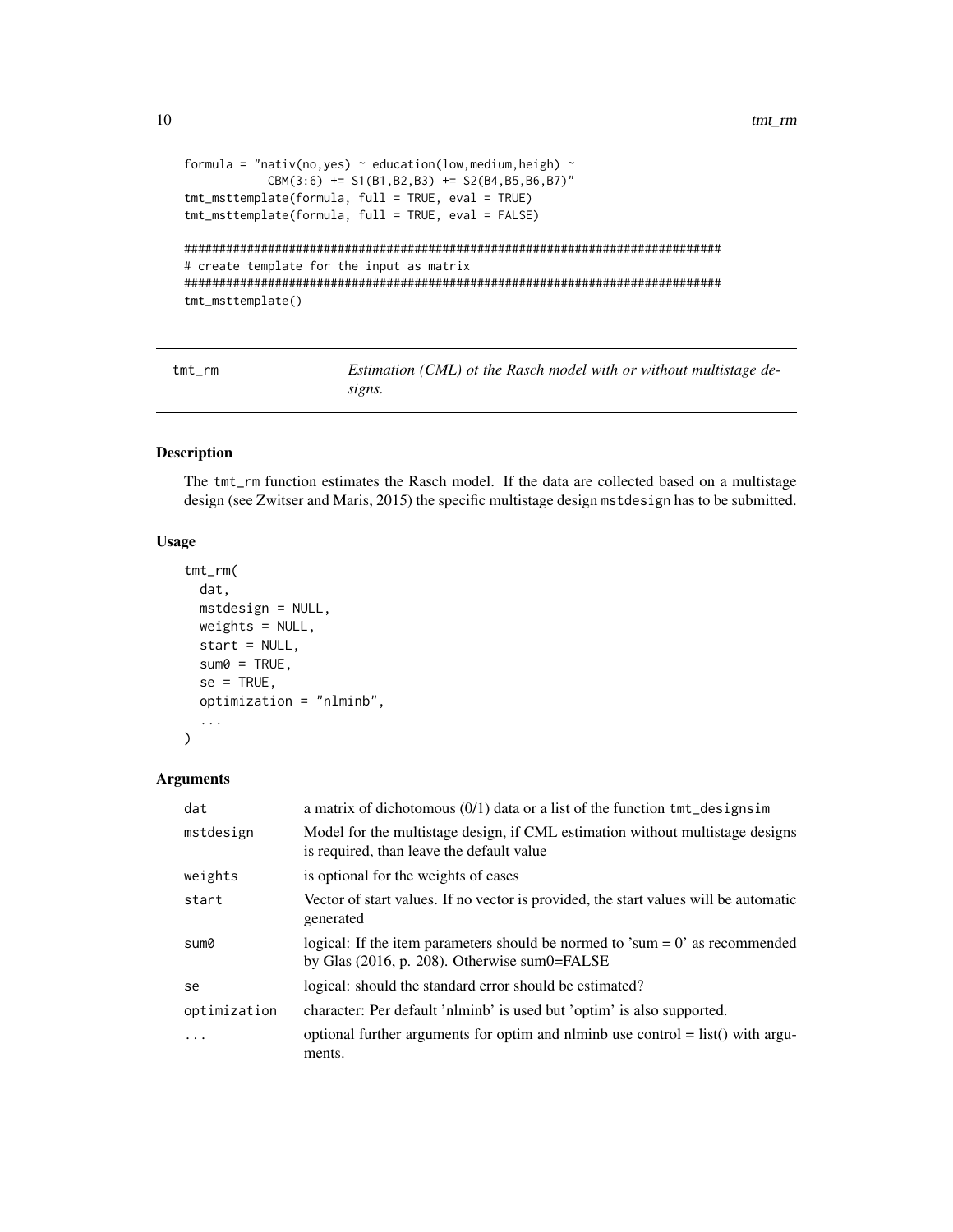```
formula = "nativ(no,yes) ~ education(low,medium,heigh) ~
           CBM(3:6) += S1(B1,B2,B3) += S2(B4,B5,B6,B7)"
tmt_msttemplate(formula, full = TRUE, eval = TRUE)
tmt_msttemplate(formula, full = TRUE, eval = FALSE)

##############################################################################
# create template for the input as matrix
##############################################################################
tmt_msttemplate()
```

---

## tmt_rm — *Estimation (CML) ot the Rasch model with or without multistage designs.*

---

### Description

The `tmt_rm` function estimates the Rasch model. If the data are collected based on a multistage design (see Zwitser and Maris, 2015) the specific multistage design `mstdesign` has to be submitted.

### Usage

```
tmt_rm(
  dat,
  mstdesign = NULL,
  weights = NULL,
  start = NULL,
  sum0 = TRUE,
  se = TRUE,
  optimization = "nlminb",
  ...
)
```

### Arguments

| | |
|---|---|
| `dat` | a matrix of dichotomous (0/1) data or a list of the function `tmt_designsim` |
| `mstdesign` | Model for the multistage design, if CML estimation without multistage designs is required, than leave the default value |
| `weights` | is optional for the weights of cases |
| `start` | Vector of start values. If no vector is provided, the start values will be automatic generated |
| `sum0` | logical: If the item parameters should be normed to 'sum = 0' as recommended by Glas (2016, p. 208). Otherwise sum0=FALSE |
| `se` | logical: should the standard error should be estimated? |
| `optimization` | character: Per default 'nlminb' is used but 'optim' is also supported. |
| `...` | optional further arguments for optim and nlminb use control = list() with arguments. |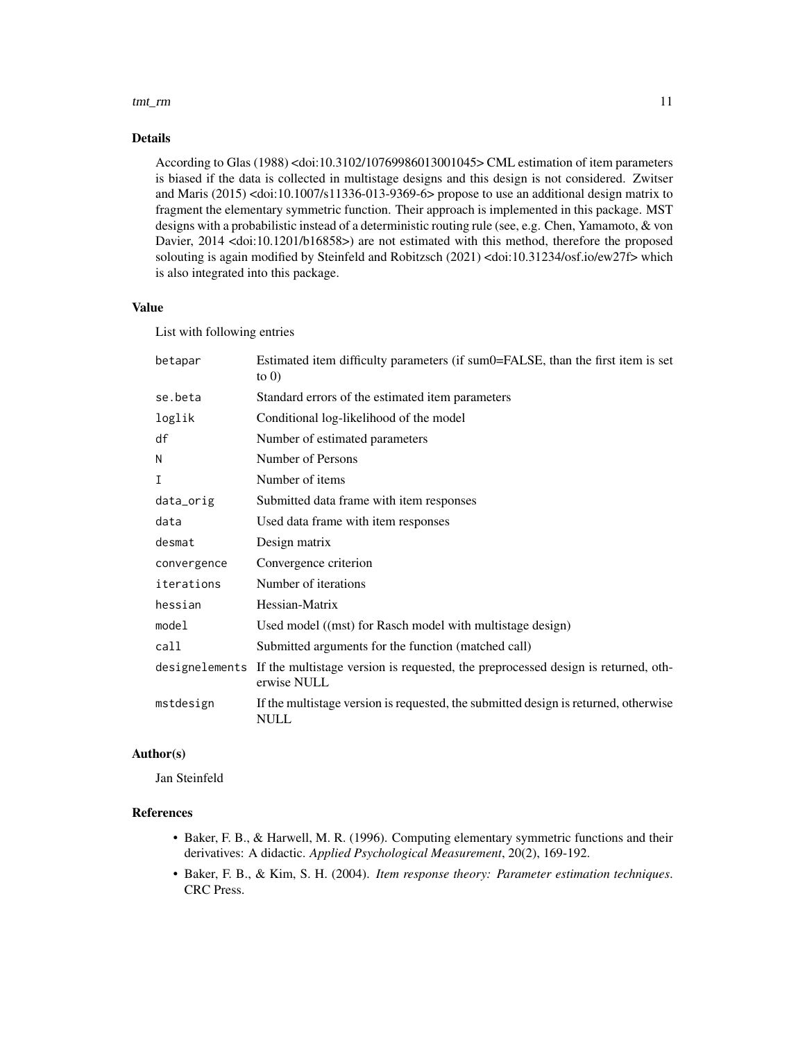## Details

According to Glas (1988) <doi:10.3102/10769986013001045> CML estimation of item parameters is biased if the data is collected in multistage designs and this design is not considered. Zwitser and Maris (2015) <doi:10.1007/s11336-013-9369-6> propose to use an additional design matrix to fragment the elementary symmetric function. Their approach is implemented in this package. MST designs with a probabilistic instead of a deterministic routing rule (see, e.g. Chen, Yamamoto, & von Davier, 2014 <doi:10.1201/b16858>) are not estimated with this method, therefore the proposed solouting is again modified by Steinfeld and Robitzsch (2021) <doi:10.31234/osf.io/ew27f> which is also integrated into this package.

## Value

List with following entries

| | |
|---|---|
| betapar | Estimated item difficulty parameters (if sum0=FALSE, than the first item is set to 0) |
| se.beta | Standard errors of the estimated item parameters |
| loglik | Conditional log-likelihood of the model |
| df | Number of estimated parameters |
| N | Number of Persons |
| I | Number of items |
| data_orig | Submitted data frame with item responses |
| data | Used data frame with item responses |
| desmat | Design matrix |
| convergence | Convergence criterion |
| iterations | Number of iterations |
| hessian | Hessian-Matrix |
| model | Used model ((mst) for Rasch model with multistage design) |
| call | Submitted arguments for the function (matched call) |
| designelements | If the multistage version is requested, the preprocessed design is returned, otherwise NULL |
| mstdesign | If the multistage version is requested, the submitted design is returned, otherwise NULL |

## Author(s)

Jan Steinfeld

## References

- Baker, F. B., & Harwell, M. R. (1996). Computing elementary symmetric functions and their derivatives: A didactic. *Applied Psychological Measurement*, 20(2), 169-192.
- Baker, F. B., & Kim, S. H. (2004). *Item response theory: Parameter estimation techniques*. CRC Press.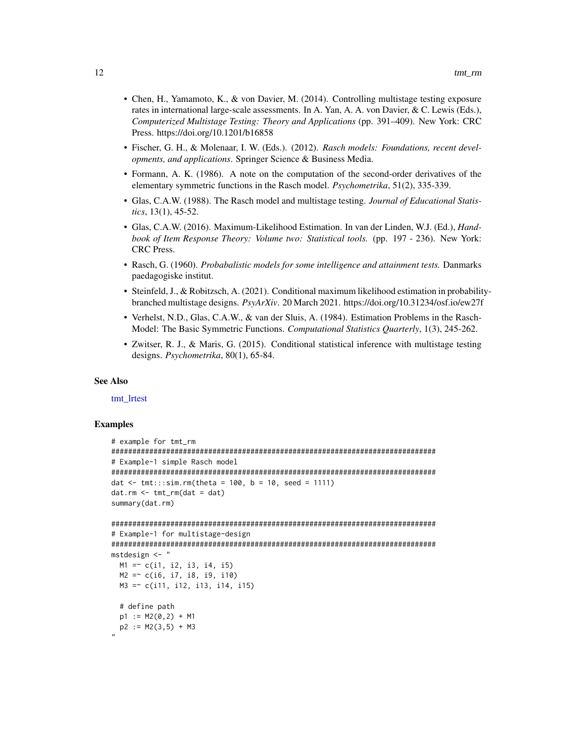- Chen, H., Yamamoto, K., & von Davier, M. (2014). Controlling multistage testing exposure rates in international large-scale assessments. In A. Yan, A. A. von Davier, & C. Lewis (Eds.), *Computerized Multistage Testing: Theory and Applications* (pp. 391–409). New York: CRC Press. https://doi.org/10.1201/b16858
- Fischer, G. H., & Molenaar, I. W. (Eds.). (2012). *Rasch models: Foundations, recent developments, and applications*. Springer Science & Business Media.
- Formann, A. K. (1986). A note on the computation of the second-order derivatives of the elementary symmetric functions in the Rasch model. *Psychometrika*, 51(2), 335-339.
- Glas, C.A.W. (1988). The Rasch model and multistage testing. *Journal of Educational Statistics*, 13(1), 45-52.
- Glas, C.A.W. (2016). Maximum-Likelihood Estimation. In van der Linden, W.J. (Ed.), *Handbook of Item Response Theory: Volume two: Statistical tools.* (pp. 197 - 236). New York: CRC Press.
- Rasch, G. (1960). *Probabalistic models for some intelligence and attainment tests.* Danmarks paedagogiske institut.
- Steinfeld, J., & Robitzsch, A. (2021). Conditional maximum likelihood estimation in probability-branched multistage designs. *PsyArXiv*. 20 March 2021. https://doi.org/10.31234/osf.io/ew27f
- Verhelst, N.D., Glas, C.A.W., & van der Sluis, A. (1984). Estimation Problems in the Rasch-Model: The Basic Symmetric Functions. *Computational Statistics Quarterly*, 1(3), 245-262.
- Zwitser, R. J., & Maris, G. (2015). Conditional statistical inference with multistage testing designs. *Psychometrika*, 80(1), 65-84.

## See Also

tmt_lrtest

## Examples

```
# example for tmt_rm
#############################################################################
# Example-1 simple Rasch model
#############################################################################
dat <- tmt:::sim.rm(theta = 100, b = 10, seed = 1111)
dat.rm <- tmt_rm(dat = dat)
summary(dat.rm)

#############################################################################
# Example-1 for multistage-design
#############################################################################
mstdesign <- "
  M1 =~ c(i1, i2, i3, i4, i5)
  M2 =~ c(i6, i7, i8, i9, i10)
  M3 =~ c(i11, i12, i13, i14, i15)

  # define path
  p1 := M2(0,2) + M1
  p2 := M2(3,5) + M3
"
```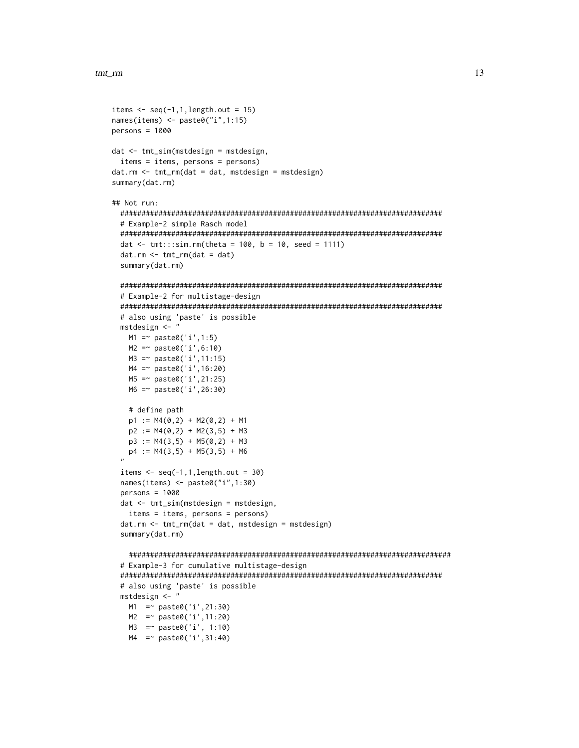```
items <- seq(-1,1,length.out = 15)
names(items) <- paste0("i",1:15)
persons = 1000

dat <- tmt_sim(mstdesign = mstdesign,
  items = items, persons = persons)
dat.rm <- tmt_rm(dat = dat, mstdesign = mstdesign)
summary(dat.rm)

## Not run:
  #############################################################################
  # Example-2 simple Rasch model
  #############################################################################
  dat <- tmt:::sim.rm(theta = 100, b = 10, seed = 1111)
  dat.rm <- tmt_rm(dat = dat)
  summary(dat.rm)

  #############################################################################
  # Example-2 for multistage-design
  #############################################################################
  # also using 'paste' is possible
  mstdesign <- "
    M1 =~ paste0('i',1:5)
    M2 =~ paste0('i',6:10)
    M3 =~ paste0('i',11:15)
    M4 =~ paste0('i',16:20)
    M5 =~ paste0('i',21:25)
    M6 =~ paste0('i',26:30)

    # define path
    p1 := M4(0,2) + M2(0,2) + M1
    p2 := M4(0,2) + M2(3,5) + M3
    p3 := M4(3,5) + M5(0,2) + M3
    p4 := M4(3,5) + M5(3,5) + M6
  "
  items <- seq(-1,1,length.out = 30)
  names(items) <- paste0("i",1:30)
  persons = 1000
  dat <- tmt_sim(mstdesign = mstdesign,
    items = items, persons = persons)
  dat.rm <- tmt_rm(dat = dat, mstdesign = mstdesign)
  summary(dat.rm)

    #############################################################################
  # Example-3 for cumulative multistage-design
  #############################################################################
  # also using 'paste' is possible
  mstdesign <- "
    M1  =~ paste0('i',21:30)
    M2  =~ paste0('i',11:20)
    M3  =~ paste0('i', 1:10)
    M4  =~ paste0('i',31:40)
```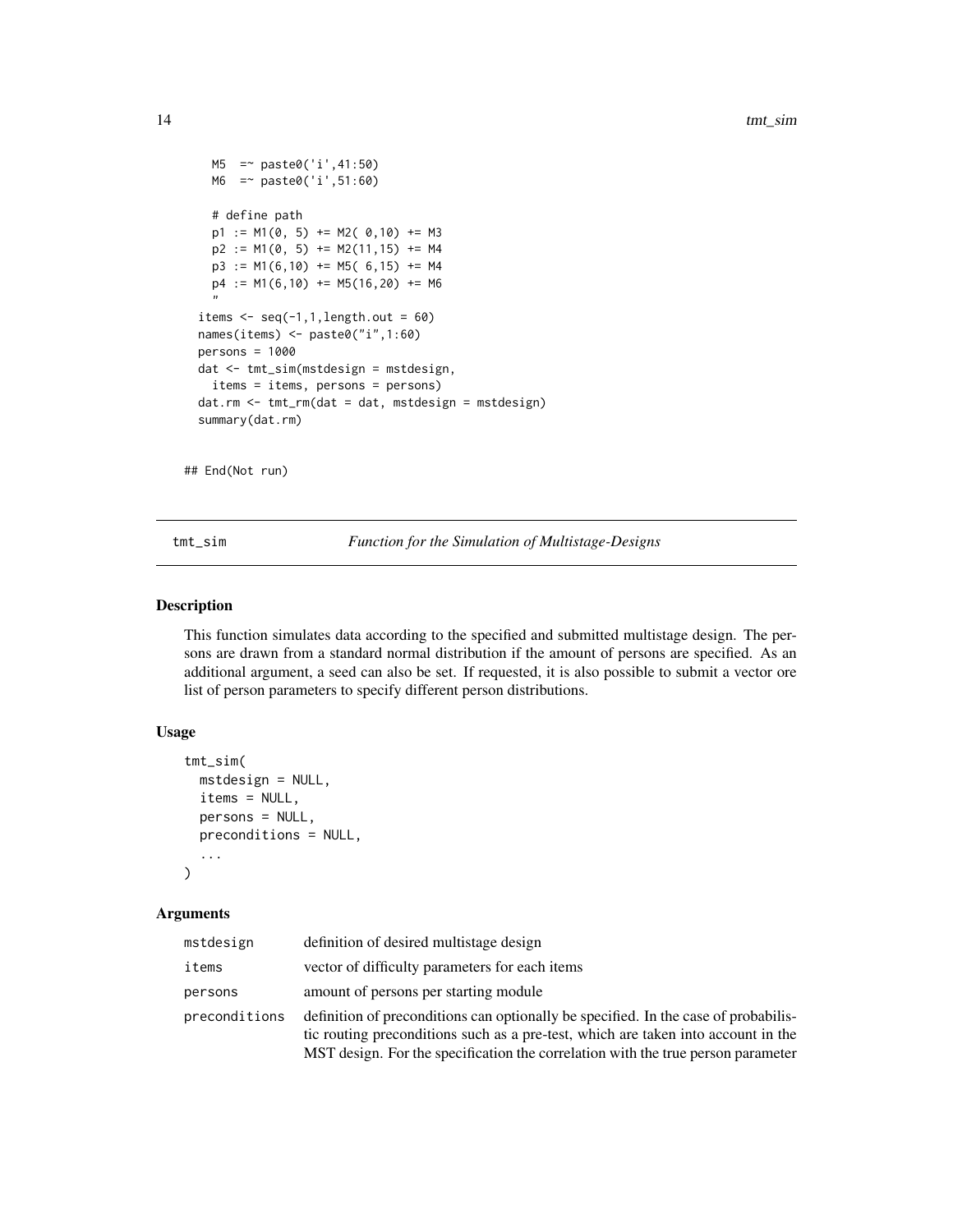```
    M5  =~ paste0('i',41:50)
    M6  =~ paste0('i',51:60)

    # define path
    p1 := M1(0, 5) += M2( 0,10) += M3
    p2 := M1(0, 5) += M2(11,15) += M4
    p3 := M1(6,10) += M5( 6,15) += M4
    p4 := M1(6,10) += M5(16,20) += M6
    "
  items <- seq(-1,1,length.out = 60)
  names(items) <- paste0("i",1:60)
  persons = 1000
  dat <- tmt_sim(mstdesign = mstdesign,
    items = items, persons = persons)
  dat.rm <- tmt_rm(dat = dat, mstdesign = mstdesign)
  summary(dat.rm)

## End(Not run)
```

---

## tmt_sim — *Function for the Simulation of Multistage-Designs*

### Description

This function simulates data according to the specified and submitted multistage design. The persons are drawn from a standard normal distribution if the amount of persons are specified. As an additional argument, a seed can also be set. If requested, it is also possible to submit a vector ore list of person parameters to specify different person distributions.

### Usage

```
tmt_sim(
  mstdesign = NULL,
  items = NULL,
  persons = NULL,
  preconditions = NULL,
  ...
)
```

### Arguments

| | |
|---|---|
| mstdesign | definition of desired multistage design |
| items | vector of difficulty parameters for each items |
| persons | amount of persons per starting module |
| preconditions | definition of preconditions can optionally be specified. In the case of probabilistic routing preconditions such as a pre-test, which are taken into account in the MST design. For the specification the correlation with the true person parameter |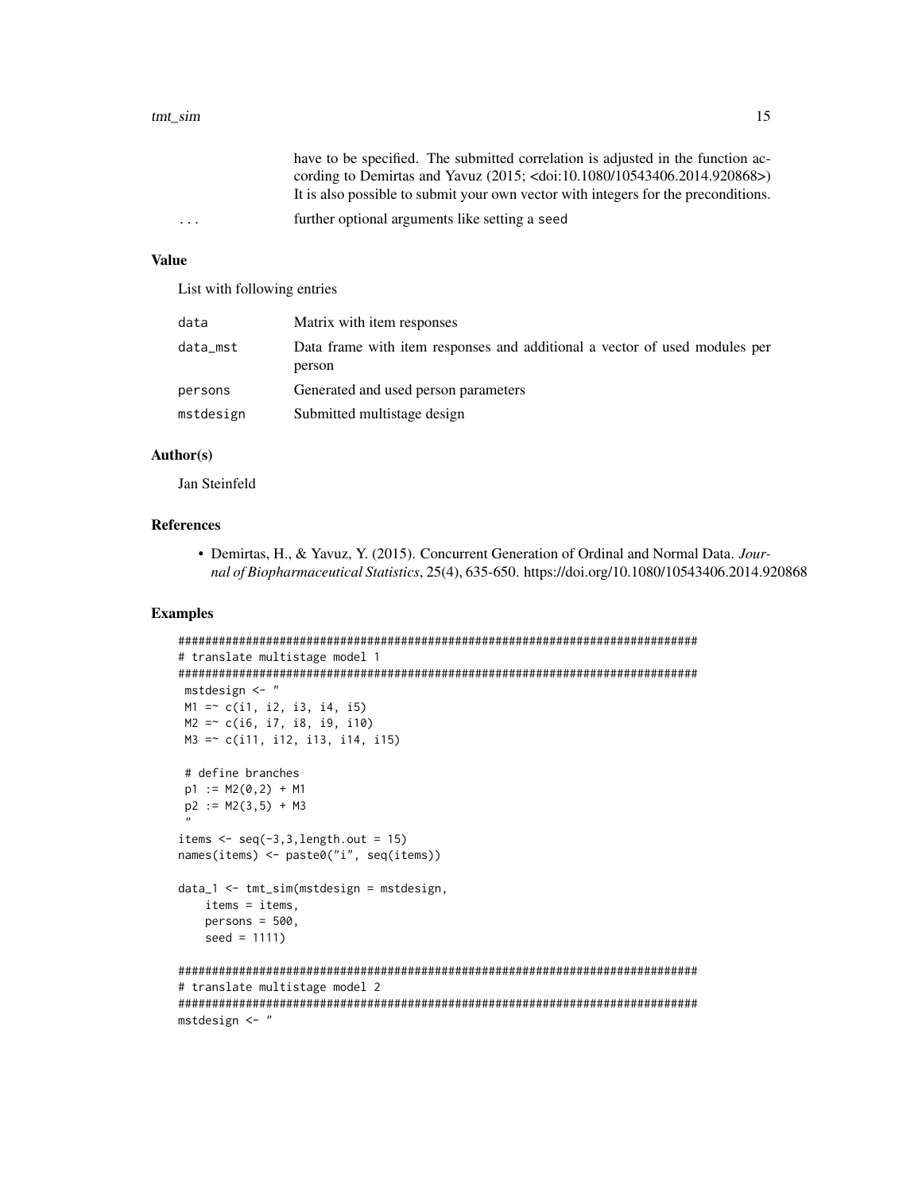have to be specified. The submitted correlation is adjusted in the function according to Demirtas and Yavuz (2015; <doi:10.1080/10543406.2014.920868>) It is also possible to submit your own vector with integers for the preconditions.

`...` further optional arguments like setting a `seed`

## Value

List with following entries

| | |
|---|---|
| `data` | Matrix with item responses |
| `data_mst` | Data frame with item responses and additional a vector of used modules per person |
| `persons` | Generated and used person parameters |
| `mstdesign` | Submitted multistage design |

## Author(s)

Jan Steinfeld

## References

- Demirtas, H., & Yavuz, Y. (2015). Concurrent Generation of Ordinal and Normal Data. *Journal of Biopharmaceutical Statistics*, 25(4), 635-650. https://doi.org/10.1080/10543406.2014.920868

## Examples

```
#############################################################################
# translate multistage model 1
#############################################################################
 mstdesign <- "
 M1 =~ c(i1, i2, i3, i4, i5)
 M2 =~ c(i6, i7, i8, i9, i10)
 M3 =~ c(i11, i12, i13, i14, i15)

 # define branches
 p1 := M2(0,2) + M1
 p2 := M2(3,5) + M3
 "
items <- seq(-3,3,length.out = 15)
names(items) <- paste0("i", seq(items))

data_1 <- tmt_sim(mstdesign = mstdesign,
    items = items,
    persons = 500,
    seed = 1111)

#############################################################################
# translate multistage model 2
#############################################################################
mstdesign <- "
```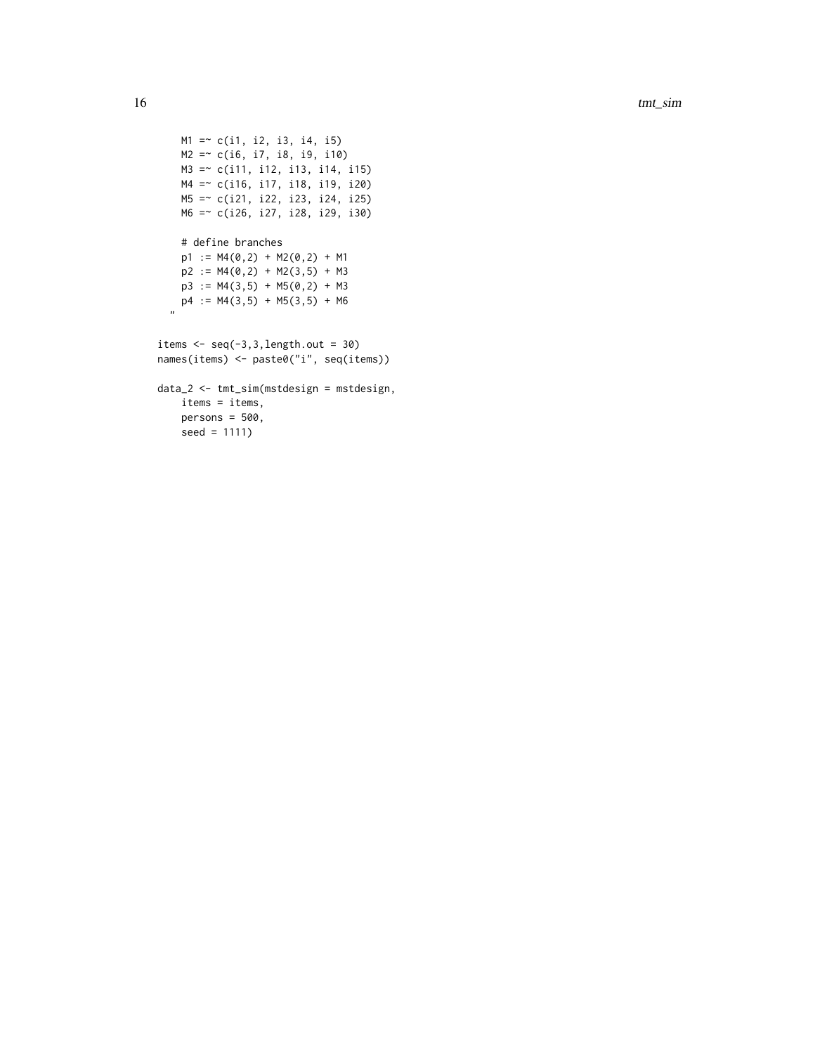```
    M1 =~ c(i1, i2, i3, i4, i5)
    M2 =~ c(i6, i7, i8, i9, i10)
    M3 =~ c(i11, i12, i13, i14, i15)
    M4 =~ c(i16, i17, i18, i19, i20)
    M5 =~ c(i21, i22, i23, i24, i25)
    M6 =~ c(i26, i27, i28, i29, i30)

    # define branches
    p1 := M4(0,2) + M2(0,2) + M1
    p2 := M4(0,2) + M2(3,5) + M3
    p3 := M4(3,5) + M5(0,2) + M3
    p4 := M4(3,5) + M5(3,5) + M6
  "

items <- seq(-3,3,length.out = 30)
names(items) <- paste0("i", seq(items))

data_2 <- tmt_sim(mstdesign = mstdesign,
    items = items,
    persons = 500,
    seed = 1111)
```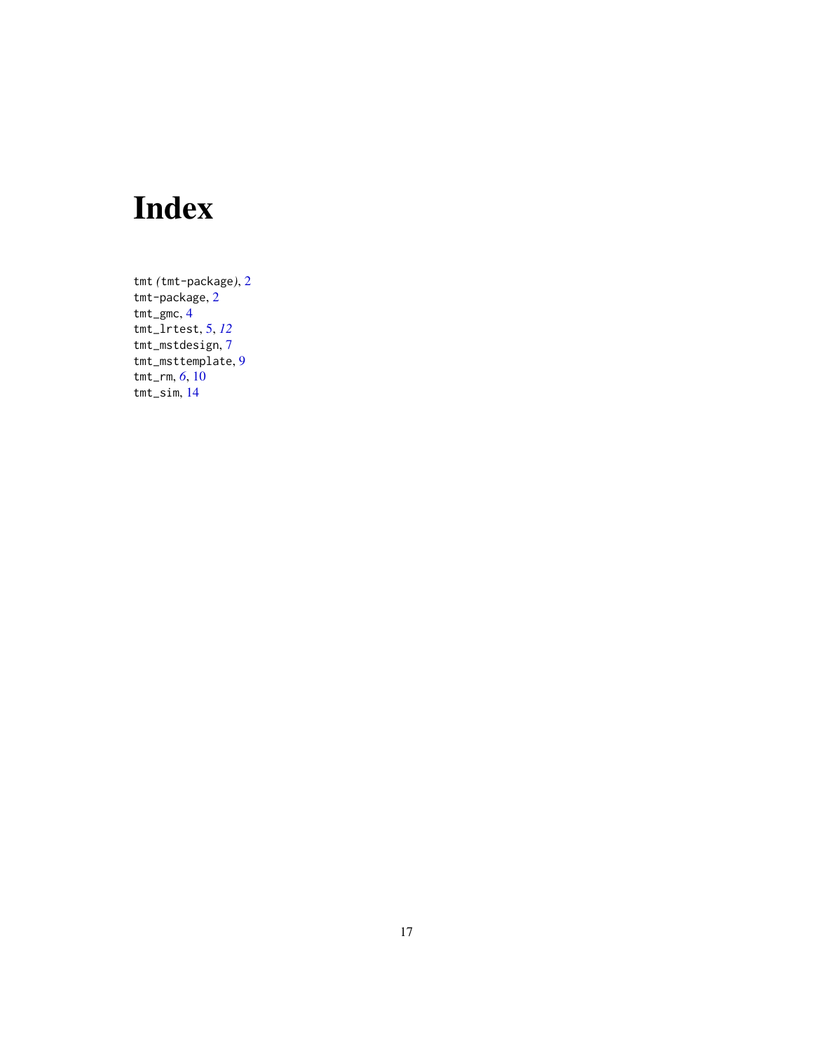# Index

tmt (tmt-package), 2
tmt-package, 2
tmt_gmc, 4
tmt_lrtest, 5, *12*
tmt_mstdesign, 7
tmt_msttemplate, 9
tmt_rm, *6*, 10
tmt_sim, 14